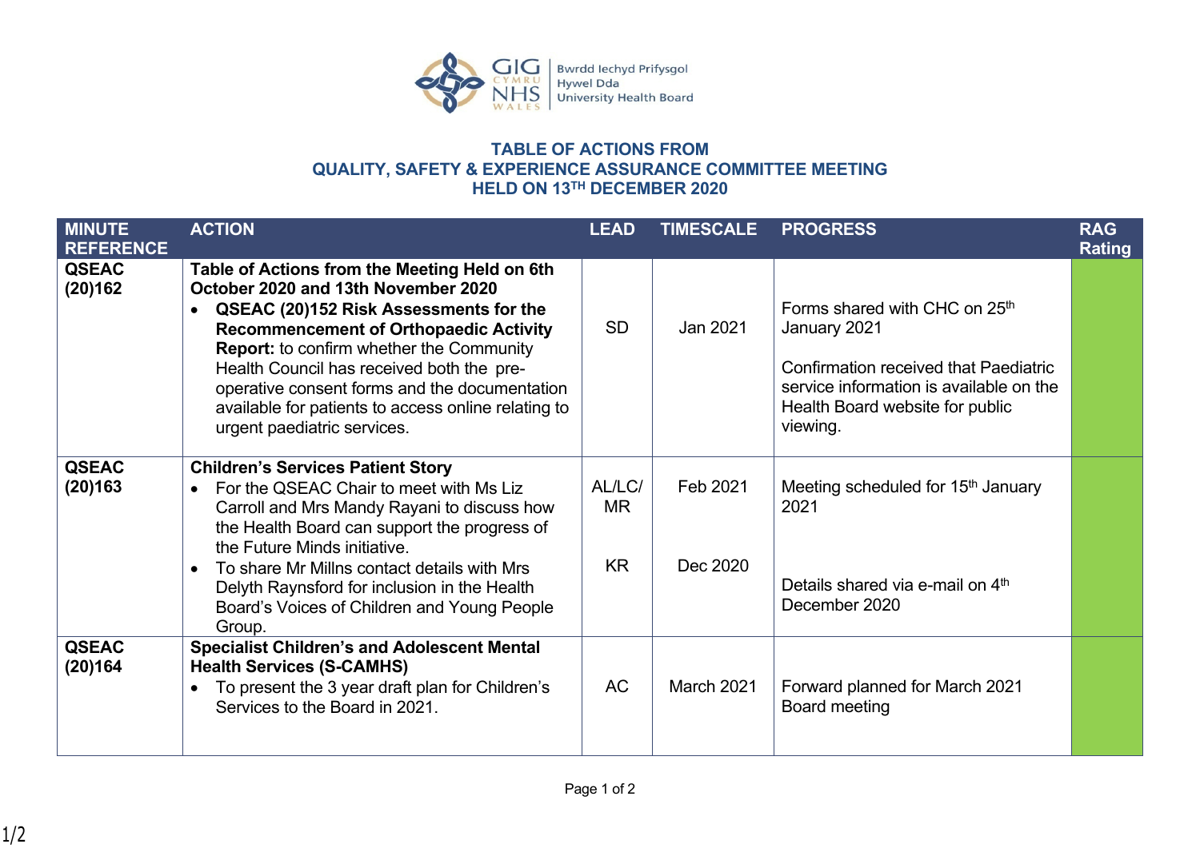Bwrdd Iechyd Prifysgol Hywel Dda University Health Board

## TABLE OF ACTIONS FROM QUALITY, SAFETY & EXPERIENCE ASSURANCE COMMITTEE MEETING HELD ON 13TH DECEMBER 2020

| MINUTE REFERENCE | ACTION | LEAD | TIMESCALE | PROGRESS | RAG Rating |
|---|---|---|---|---|---|
| **QSEAC (20)162** | **Table of Actions from the Meeting Held on 6th October 2020 and 13th November 2020**<br>• **QSEAC (20)152 Risk Assessments for the Recommencement of Orthopaedic Activity Report:** to confirm whether the Community Health Council has received both the pre-operative consent forms and the documentation available for patients to access online relating to urgent paediatric services. | SD | Jan 2021 | Forms shared with CHC on 25th January 2021<br><br>Confirmation received that Paediatric service information is available on the Health Board website for public viewing. | |
| **QSEAC (20)163** | **Children's Services Patient Story**<br>• For the QSEAC Chair to meet with Ms Liz Carroll and Mrs Mandy Rayani to discuss how the Health Board can support the progress of the Future Minds initiative.<br>• To share Mr Millns contact details with Mrs Delyth Raynsford for inclusion in the Health Board's Voices of Children and Young People Group. | AL/LC/MR<br><br>KR | Feb 2021<br><br>Dec 2020 | Meeting scheduled for 15th January 2021<br><br>Details shared via e-mail on 4th December 2020 | |
| **QSEAC (20)164** | **Specialist Children's and Adolescent Mental Health Services (S-CAMHS)**<br>• To present the 3 year draft plan for Children's Services to the Board in 2021. | AC | March 2021 | Forward planned for March 2021 Board meeting | |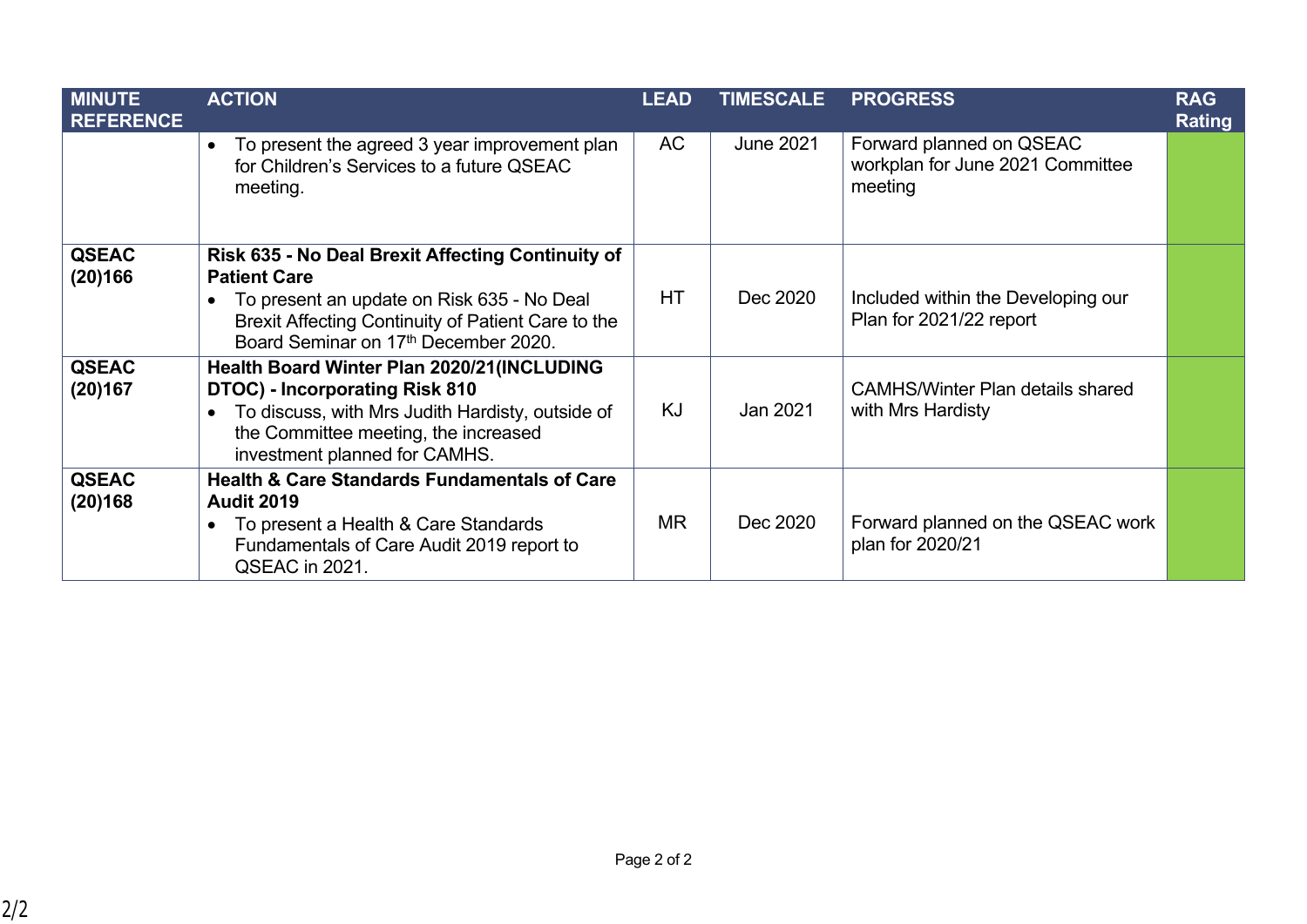| MINUTE REFERENCE | ACTION | LEAD | TIMESCALE | PROGRESS | RAG Rating |
|---|---|---|---|---|---|
| | • To present the agreed 3 year improvement plan for Children's Services to a future QSEAC meeting. | AC | June 2021 | Forward planned on QSEAC workplan for June 2021 Committee meeting | |
| **QSEAC (20)166** | **Risk 635 - No Deal Brexit Affecting Continuity of Patient Care** • To present an update on Risk 635 - No Deal Brexit Affecting Continuity of Patient Care to the Board Seminar on 17th December 2020. | HT | Dec 2020 | Included within the Developing our Plan for 2021/22 report | |
| **QSEAC (20)167** | **Health Board Winter Plan 2020/21(INCLUDING DTOC) - Incorporating Risk 810** • To discuss, with Mrs Judith Hardisty, outside of the Committee meeting, the increased investment planned for CAMHS. | KJ | Jan 2021 | CAMHS/Winter Plan details shared with Mrs Hardisty | |
| **QSEAC (20)168** | **Health & Care Standards Fundamentals of Care Audit 2019** • To present a Health & Care Standards Fundamentals of Care Audit 2019 report to QSEAC in 2021. | MR | Dec 2020 | Forward planned on the QSEAC work plan for 2020/21 | |